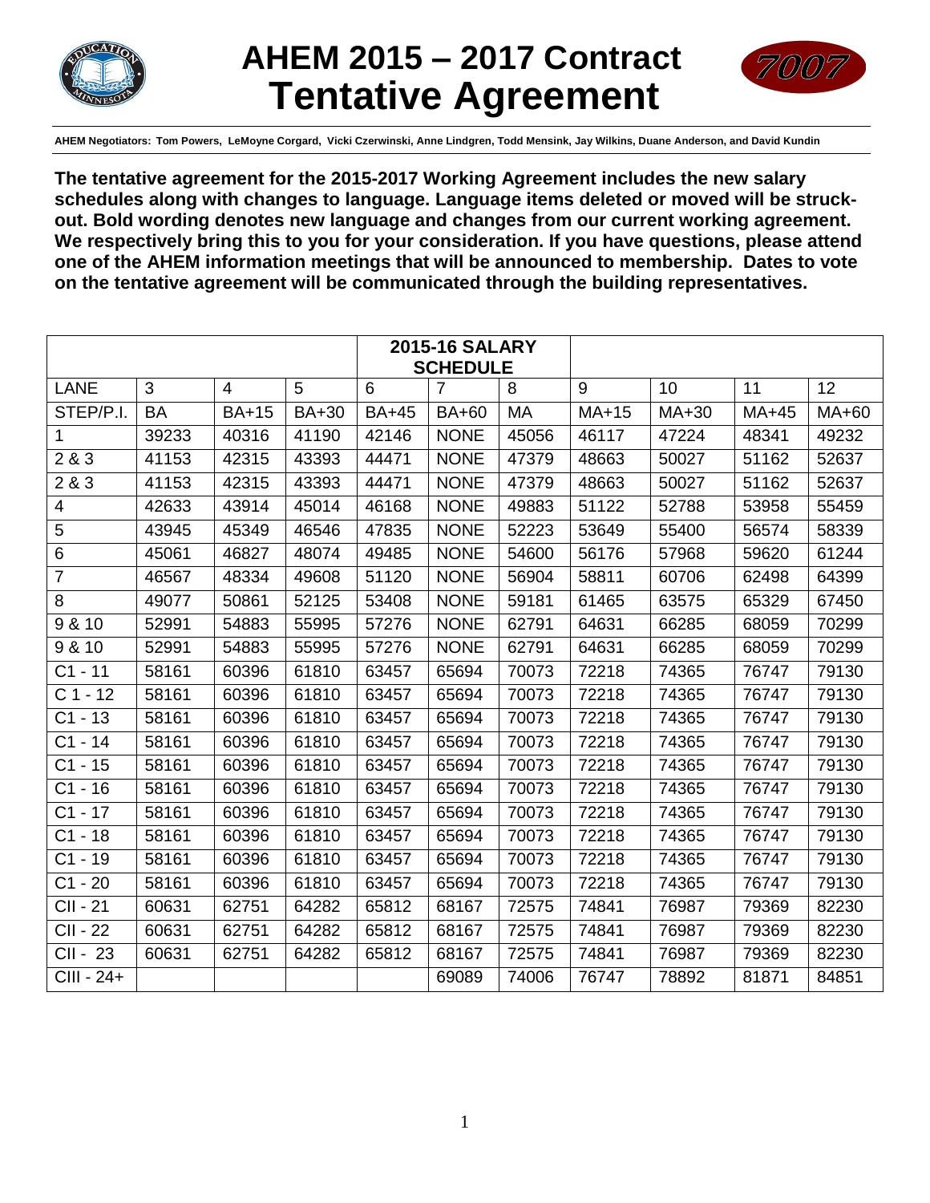# AHEM 2015 – 2017 Contract Tentative Agreement

AHEM Negotiators: Tom Powers, LeMoyne Corgard, Vicki Czerwinski, Anne Lindgren, Todd Mensink, Jay Wilkins, Duane Anderson, and David Kundin

**The tentative agreement for the 2015-2017 Working Agreement includes the new salary schedules along with changes to language. Language items deleted or moved will be struck-out. Bold wording denotes new language and changes from our current working agreement. We respectively bring this to you for your consideration. If you have questions, please attend one of the AHEM information meetings that will be announced to membership. Dates to vote on the tentative agreement will be communicated through the building representatives.**

| | | | | | **2015-16 SALARY SCHEDULE** | | | | | |
|---|---|---|---|---|---|---|---|---|---|---|
| LANE | 3 | 4 | 5 | 6 | 7 | 8 | 9 | 10 | 11 | 12 |
| STEP/P.I. | BA | BA+15 | BA+30 | BA+45 | BA+60 | MA | MA+15 | MA+30 | MA+45 | MA+60 |
| 1 | 39233 | 40316 | 41190 | 42146 | NONE | 45056 | 46117 | 47224 | 48341 | 49232 |
| 2 & 3 | 41153 | 42315 | 43393 | 44471 | NONE | 47379 | 48663 | 50027 | 51162 | 52637 |
| 2 & 3 | 41153 | 42315 | 43393 | 44471 | NONE | 47379 | 48663 | 50027 | 51162 | 52637 |
| 4 | 42633 | 43914 | 45014 | 46168 | NONE | 49883 | 51122 | 52788 | 53958 | 55459 |
| 5 | 43945 | 45349 | 46546 | 47835 | NONE | 52223 | 53649 | 55400 | 56574 | 58339 |
| 6 | 45061 | 46827 | 48074 | 49485 | NONE | 54600 | 56176 | 57968 | 59620 | 61244 |
| 7 | 46567 | 48334 | 49608 | 51120 | NONE | 56904 | 58811 | 60706 | 62498 | 64399 |
| 8 | 49077 | 50861 | 52125 | 53408 | NONE | 59181 | 61465 | 63575 | 65329 | 67450 |
| 9 & 10 | 52991 | 54883 | 55995 | 57276 | NONE | 62791 | 64631 | 66285 | 68059 | 70299 |
| 9 & 10 | 52991 | 54883 | 55995 | 57276 | NONE | 62791 | 64631 | 66285 | 68059 | 70299 |
| C1 - 11 | 58161 | 60396 | 61810 | 63457 | 65694 | 70073 | 72218 | 74365 | 76747 | 79130 |
| C 1 - 12 | 58161 | 60396 | 61810 | 63457 | 65694 | 70073 | 72218 | 74365 | 76747 | 79130 |
| C1 - 13 | 58161 | 60396 | 61810 | 63457 | 65694 | 70073 | 72218 | 74365 | 76747 | 79130 |
| C1 - 14 | 58161 | 60396 | 61810 | 63457 | 65694 | 70073 | 72218 | 74365 | 76747 | 79130 |
| C1 - 15 | 58161 | 60396 | 61810 | 63457 | 65694 | 70073 | 72218 | 74365 | 76747 | 79130 |
| C1 - 16 | 58161 | 60396 | 61810 | 63457 | 65694 | 70073 | 72218 | 74365 | 76747 | 79130 |
| C1 - 17 | 58161 | 60396 | 61810 | 63457 | 65694 | 70073 | 72218 | 74365 | 76747 | 79130 |
| C1 - 18 | 58161 | 60396 | 61810 | 63457 | 65694 | 70073 | 72218 | 74365 | 76747 | 79130 |
| C1 - 19 | 58161 | 60396 | 61810 | 63457 | 65694 | 70073 | 72218 | 74365 | 76747 | 79130 |
| C1 - 20 | 58161 | 60396 | 61810 | 63457 | 65694 | 70073 | 72218 | 74365 | 76747 | 79130 |
| CII - 21 | 60631 | 62751 | 64282 | 65812 | 68167 | 72575 | 74841 | 76987 | 79369 | 82230 |
| CII - 22 | 60631 | 62751 | 64282 | 65812 | 68167 | 72575 | 74841 | 76987 | 79369 | 82230 |
| CII - 23 | 60631 | 62751 | 64282 | 65812 | 68167 | 72575 | 74841 | 76987 | 79369 | 82230 |
| CIII - 24+ | | | | | 69089 | 74006 | 76747 | 78892 | 81871 | 84851 |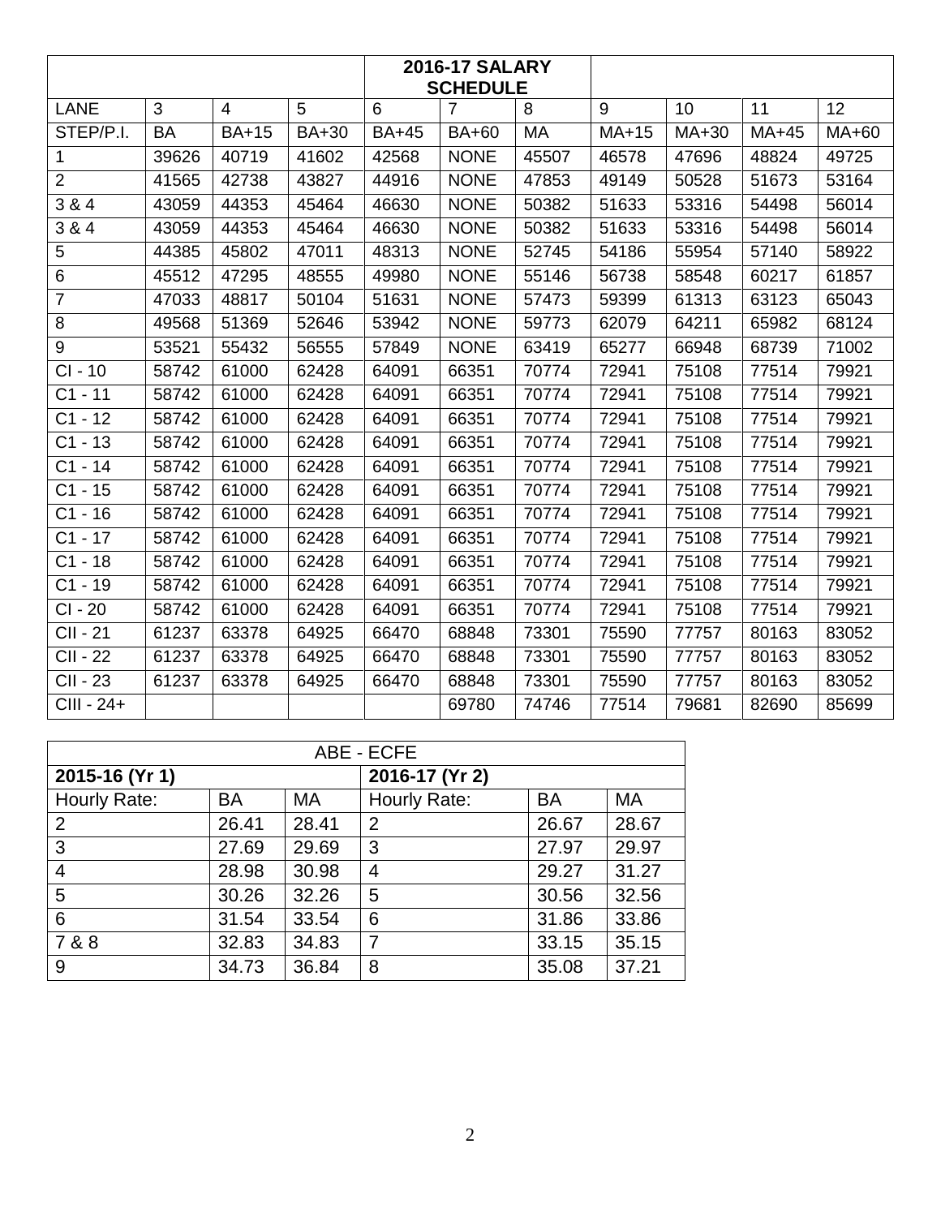| | | | | 2016-17 SALARY SCHEDULE | | | | | | |
|---|---|---|---|---|---|---|---|---|---|---|
| LANE | 3 | 4 | 5 | 6 | 7 | 8 | 9 | 10 | 11 | 12 |
| STEP/P.I. | BA | BA+15 | BA+30 | BA+45 | BA+60 | MA | MA+15 | MA+30 | MA+45 | MA+60 |
| 1 | 39626 | 40719 | 41602 | 42568 | NONE | 45507 | 46578 | 47696 | 48824 | 49725 |
| 2 | 41565 | 42738 | 43827 | 44916 | NONE | 47853 | 49149 | 50528 | 51673 | 53164 |
| 3 & 4 | 43059 | 44353 | 45464 | 46630 | NONE | 50382 | 51633 | 53316 | 54498 | 56014 |
| 3 & 4 | 43059 | 44353 | 45464 | 46630 | NONE | 50382 | 51633 | 53316 | 54498 | 56014 |
| 5 | 44385 | 45802 | 47011 | 48313 | NONE | 52745 | 54186 | 55954 | 57140 | 58922 |
| 6 | 45512 | 47295 | 48555 | 49980 | NONE | 55146 | 56738 | 58548 | 60217 | 61857 |
| 7 | 47033 | 48817 | 50104 | 51631 | NONE | 57473 | 59399 | 61313 | 63123 | 65043 |
| 8 | 49568 | 51369 | 52646 | 53942 | NONE | 59773 | 62079 | 64211 | 65982 | 68124 |
| 9 | 53521 | 55432 | 56555 | 57849 | NONE | 63419 | 65277 | 66948 | 68739 | 71002 |
| CI - 10 | 58742 | 61000 | 62428 | 64091 | 66351 | 70774 | 72941 | 75108 | 77514 | 79921 |
| C1 - 11 | 58742 | 61000 | 62428 | 64091 | 66351 | 70774 | 72941 | 75108 | 77514 | 79921 |
| C1 - 12 | 58742 | 61000 | 62428 | 64091 | 66351 | 70774 | 72941 | 75108 | 77514 | 79921 |
| C1 - 13 | 58742 | 61000 | 62428 | 64091 | 66351 | 70774 | 72941 | 75108 | 77514 | 79921 |
| C1 - 14 | 58742 | 61000 | 62428 | 64091 | 66351 | 70774 | 72941 | 75108 | 77514 | 79921 |
| C1 - 15 | 58742 | 61000 | 62428 | 64091 | 66351 | 70774 | 72941 | 75108 | 77514 | 79921 |
| C1 - 16 | 58742 | 61000 | 62428 | 64091 | 66351 | 70774 | 72941 | 75108 | 77514 | 79921 |
| C1 - 17 | 58742 | 61000 | 62428 | 64091 | 66351 | 70774 | 72941 | 75108 | 77514 | 79921 |
| C1 - 18 | 58742 | 61000 | 62428 | 64091 | 66351 | 70774 | 72941 | 75108 | 77514 | 79921 |
| C1 - 19 | 58742 | 61000 | 62428 | 64091 | 66351 | 70774 | 72941 | 75108 | 77514 | 79921 |
| CI - 20 | 58742 | 61000 | 62428 | 64091 | 66351 | 70774 | 72941 | 75108 | 77514 | 79921 |
| CII - 21 | 61237 | 63378 | 64925 | 66470 | 68848 | 73301 | 75590 | 77757 | 80163 | 83052 |
| CII - 22 | 61237 | 63378 | 64925 | 66470 | 68848 | 73301 | 75590 | 77757 | 80163 | 83052 |
| CII - 23 | 61237 | 63378 | 64925 | 66470 | 68848 | 73301 | 75590 | 77757 | 80163 | 83052 |
| CIII - 24+ | | | | | 69780 | 74746 | 77514 | 79681 | 82690 | 85699 |

| ABE - ECFE | | | | | |
|---|---|---|---|---|---|
| **2015-16 (Yr 1)** | | | **2016-17 (Yr 2)** | | |
| Hourly Rate: | BA | MA | Hourly Rate: | BA | MA |
| 2 | 26.41 | 28.41 | 2 | 26.67 | 28.67 |
| 3 | 27.69 | 29.69 | 3 | 27.97 | 29.97 |
| 4 | 28.98 | 30.98 | 4 | 29.27 | 31.27 |
| 5 | 30.26 | 32.26 | 5 | 30.56 | 32.56 |
| 6 | 31.54 | 33.54 | 6 | 31.86 | 33.86 |
| 7 & 8 | 32.83 | 34.83 | 7 | 33.15 | 35.15 |
| 9 | 34.73 | 36.84 | 8 | 35.08 | 37.21 |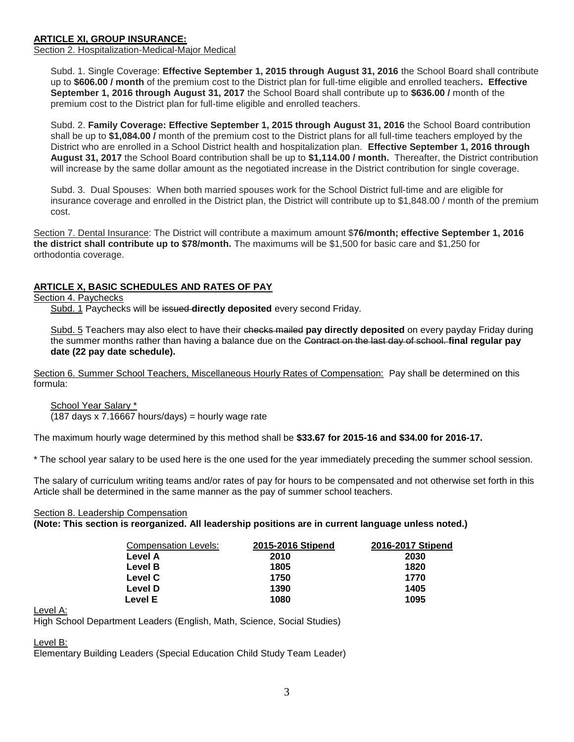**ARTICLE XI, GROUP INSURANCE:**

Section 2. Hospitalization-Medical-Major Medical

Subd. 1. Single Coverage: **Effective September 1, 2015 through August 31, 2016** the School Board shall contribute up to **$606.00 / month** of the premium cost to the District plan for full-time eligible and enrolled teachers**. Effective September 1, 2016 through August 31, 2017** the School Board shall contribute up to **$636.00 /** month of the premium cost to the District plan for full-time eligible and enrolled teachers.

Subd. 2. **Family Coverage: Effective September 1, 2015 through August 31, 2016** the School Board contribution shall be up to **$1,084.00 /** month of the premium cost to the District plans for all full-time teachers employed by the District who are enrolled in a School District health and hospitalization plan. **Effective September 1, 2016 through August 31, 2017** the School Board contribution shall be up to **$1,114.00 / month.** Thereafter, the District contribution will increase by the same dollar amount as the negotiated increase in the District contribution for single coverage.

Subd. 3. Dual Spouses: When both married spouses work for the School District full-time and are eligible for insurance coverage and enrolled in the District plan, the District will contribute up to $1,848.00 / month of the premium cost.

Section 7. Dental Insurance: The District will contribute a maximum amount $**76/month; effective September 1, 2016 the district shall contribute up to $78/month.** The maximums will be $1,500 for basic care and $1,250 for orthodontia coverage.

**ARTICLE X, BASIC SCHEDULES AND RATES OF PAY**

Section 4. Paychecks

Subd. 1 Paychecks will be ~~issued~~ **directly deposited** every second Friday.

Subd. 5 Teachers may also elect to have their ~~checks mailed~~ **pay directly deposited** on every payday Friday during the summer months rather than having a balance due on the ~~Contract on the last day of school.~~ **final regular pay date (22 pay date schedule).**

Section 6. Summer School Teachers, Miscellaneous Hourly Rates of Compensation: Pay shall be determined on this formula:

$$\frac{\text{School Year Salary *}}{(187 \text{ days} \times 7.16667 \text{ hours/days})} = \text{hourly wage rate}$$

The maximum hourly wage determined by this method shall be **$33.67 for 2015-16 and $34.00 for 2016-17.**

* The school year salary to be used here is the one used for the year immediately preceding the summer school session.

The salary of curriculum writing teams and/or rates of pay for hours to be compensated and not otherwise set forth in this Article shall be determined in the same manner as the pay of summer school teachers.

Section 8. Leadership Compensation

**(Note: This section is reorganized. All leadership positions are in current language unless noted.)**

| Compensation Levels: | 2015-2016 Stipend | 2016-2017 Stipend |
|---|---|---|
| **Level A** | **2010** | **2030** |
| **Level B** | **1805** | **1820** |
| **Level C** | **1750** | **1770** |
| **Level D** | **1390** | **1405** |
| **Level E** | **1080** | **1095** |

Level A:

High School Department Leaders (English, Math, Science, Social Studies)

Level B:

Elementary Building Leaders (Special Education Child Study Team Leader)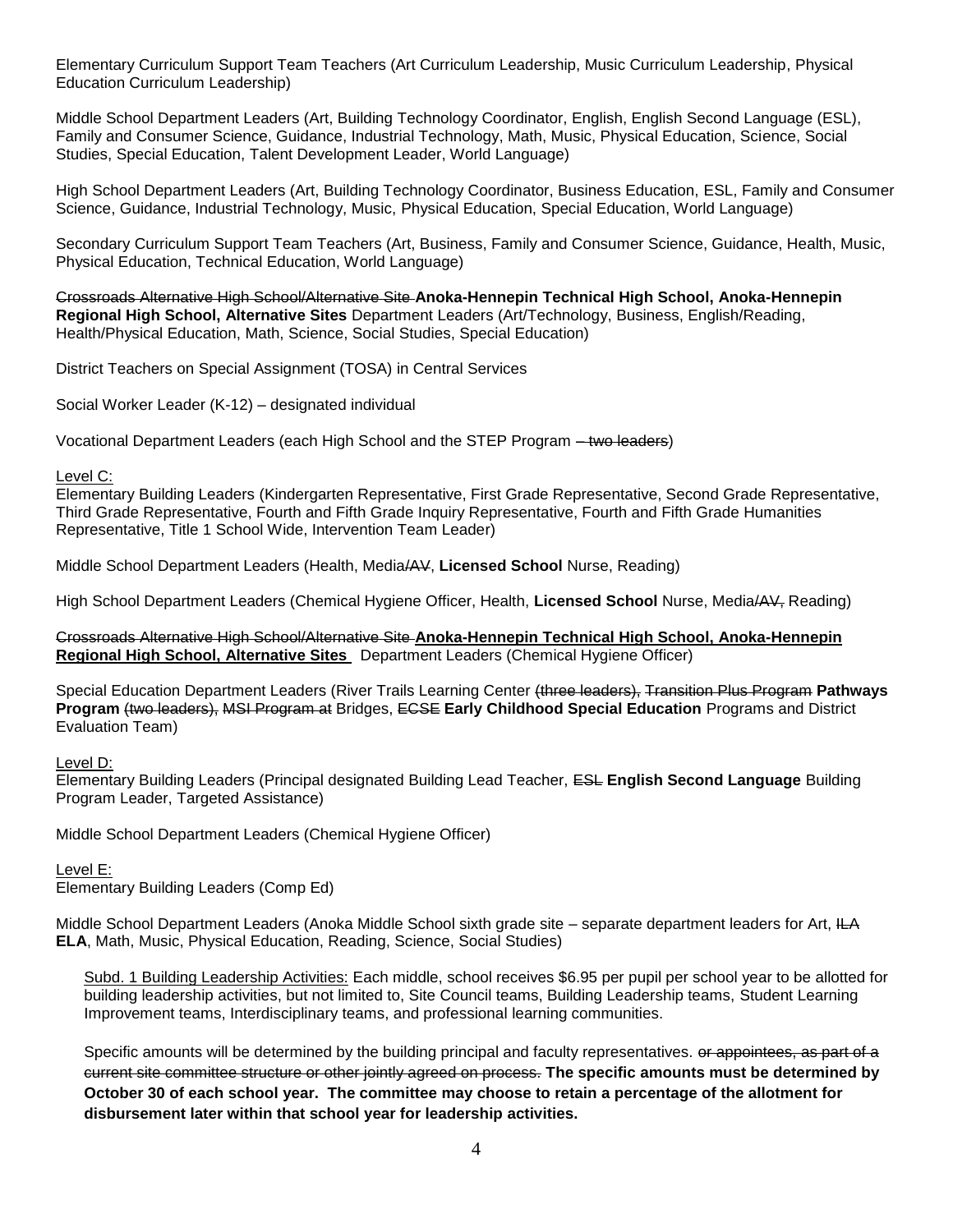Elementary Curriculum Support Team Teachers (Art Curriculum Leadership, Music Curriculum Leadership, Physical Education Curriculum Leadership)

Middle School Department Leaders (Art, Building Technology Coordinator, English, English Second Language (ESL), Family and Consumer Science, Guidance, Industrial Technology, Math, Music, Physical Education, Science, Social Studies, Special Education, Talent Development Leader, World Language)

High School Department Leaders (Art, Building Technology Coordinator, Business Education, ESL, Family and Consumer Science, Guidance, Industrial Technology, Music, Physical Education, Special Education, World Language)

Secondary Curriculum Support Team Teachers (Art, Business, Family and Consumer Science, Guidance, Health, Music, Physical Education, Technical Education, World Language)

~~Crossroads Alternative High School/Alternative Site~~ **Anoka-Hennepin Technical High School, Anoka-Hennepin Regional High School, Alternative Sites** Department Leaders (Art/Technology, Business, English/Reading, Health/Physical Education, Math, Science, Social Studies, Special Education)

District Teachers on Special Assignment (TOSA) in Central Services

Social Worker Leader (K-12) – designated individual

Vocational Department Leaders (each High School and the STEP Program ~~– two leaders~~)

Level C:
Elementary Building Leaders (Kindergarten Representative, First Grade Representative, Second Grade Representative, Third Grade Representative, Fourth and Fifth Grade Inquiry Representative, Fourth and Fifth Grade Humanities Representative, Title 1 School Wide, Intervention Team Leader)

Middle School Department Leaders (Health, Media~~/AV~~, **Licensed School** Nurse, Reading)

High School Department Leaders (Chemical Hygiene Officer, Health, **Licensed School** Nurse, Media~~/AV,~~ Reading)

~~Crossroads Alternative High School/Alternative Site~~ **Anoka-Hennepin Technical High School, Anoka-Hennepin Regional High School, Alternative Sites** Department Leaders (Chemical Hygiene Officer)

Special Education Department Leaders (River Trails Learning Center ~~(three leaders),~~ ~~Transition Plus Program~~ **Pathways Program** ~~(two leaders),~~ ~~MSI Program at~~ Bridges, ~~ECSE~~ **Early Childhood Special Education** Programs and District Evaluation Team)

Level D:
Elementary Building Leaders (Principal designated Building Lead Teacher, ~~ESL~~ **English Second Language** Building Program Leader, Targeted Assistance)

Middle School Department Leaders (Chemical Hygiene Officer)

Level E:
Elementary Building Leaders (Comp Ed)

Middle School Department Leaders (Anoka Middle School sixth grade site – separate department leaders for Art, ~~ILA~~ **ELA**, Math, Music, Physical Education, Reading, Science, Social Studies)

Subd. 1 Building Leadership Activities: Each middle, school receives $6.95 per pupil per school year to be allotted for building leadership activities, but not limited to, Site Council teams, Building Leadership teams, Student Learning Improvement teams, Interdisciplinary teams, and professional learning communities.

Specific amounts will be determined by the building principal and faculty representatives. ~~or appointees, as part of a current site committee structure or other jointly agreed on process.~~ **The specific amounts must be determined by October 30 of each school year. The committee may choose to retain a percentage of the allotment for disbursement later within that school year for leadership activities.**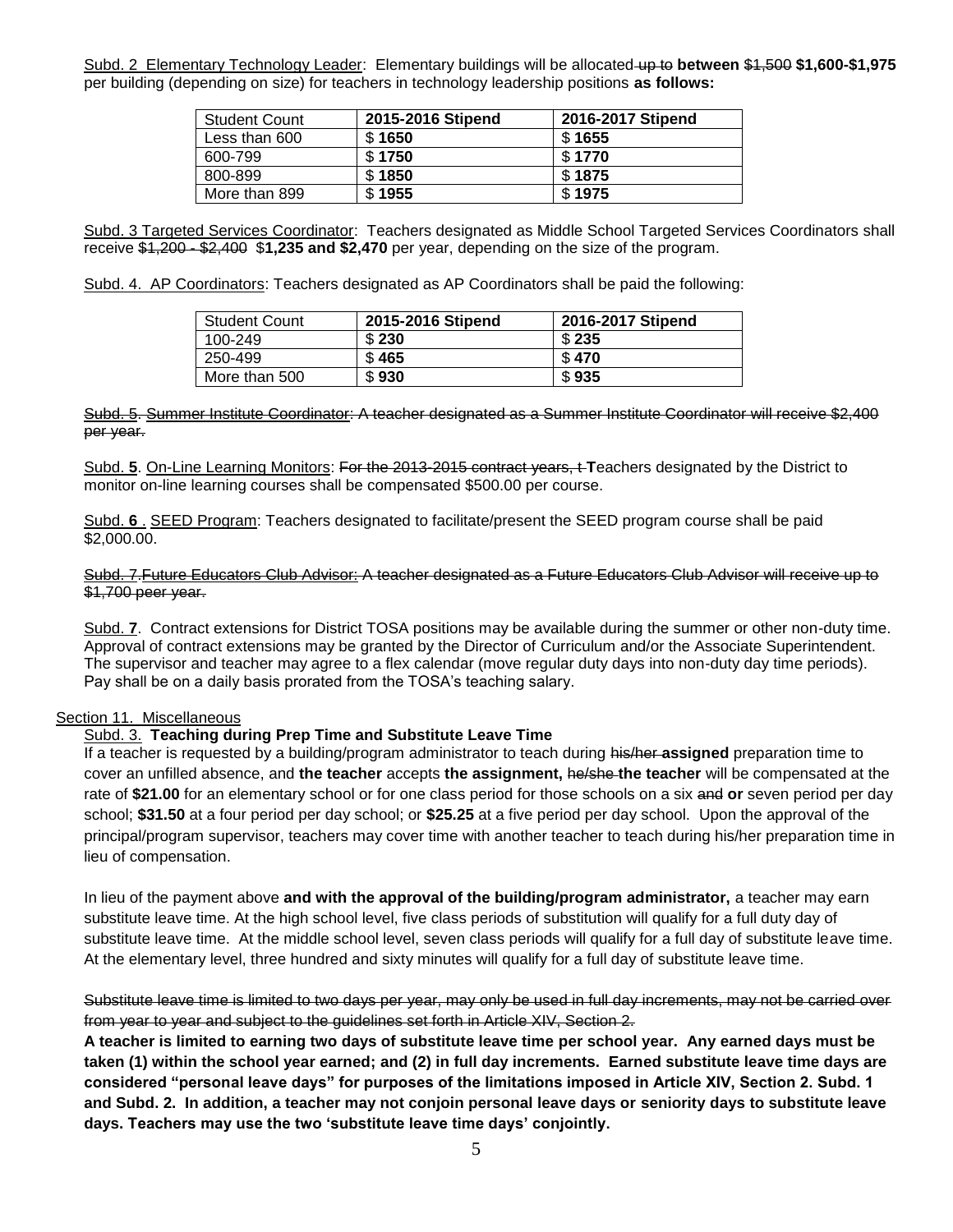Subd. 2 Elementary Technology Leader: Elementary buildings will be allocated ~~up to~~ **between** ~~$1,500~~ **$1,600-$1,975** per building (depending on size) for teachers in technology leadership positions **as follows:**

| Student Count | 2015-2016 Stipend | 2016-2017 Stipend |
|---|---|---|
| Less than 600 | $ **1650** | $ **1655** |
| 600-799 | $ **1750** | $ **1770** |
| 800-899 | $ **1850** | $ **1875** |
| More than 899 | $ **1955** | $ **1975** |

Subd. 3 Targeted Services Coordinator: Teachers designated as Middle School Targeted Services Coordinators shall receive ~~$1,200 - $2,400~~ $**1,235 and $2,470** per year, depending on the size of the program.

Subd. 4. AP Coordinators: Teachers designated as AP Coordinators shall be paid the following:

| Student Count | 2015-2016 Stipend | 2016-2017 Stipend |
|---|---|---|
| 100-249 | $ **230** | $ **235** |
| 250-499 | $ **465** | $ **470** |
| More than 500 | $ **930** | $ **935** |

~~Subd. 5. Summer Institute Coordinator: A teacher designated as a Summer Institute Coordinator will receive $2,400 per year.~~

Subd. **5**. On-Line Learning Monitors: ~~For the 2013-2015 contract years, t~~ **T**eachers designated by the District to monitor on-line learning courses shall be compensated $500.00 per course.

Subd. **6** . SEED Program: Teachers designated to facilitate/present the SEED program course shall be paid $2,000.00.

~~Subd. 7. Future Educators Club Advisor: A teacher designated as a Future Educators Club Advisor will receive up to $1,700 peer year.~~

Subd. **7**. Contract extensions for District TOSA positions may be available during the summer or other non-duty time. Approval of contract extensions may be granted by the Director of Curriculum and/or the Associate Superintendent. The supervisor and teacher may agree to a flex calendar (move regular duty days into non-duty day time periods). Pay shall be on a daily basis prorated from the TOSA's teaching salary.

Section 11. Miscellaneous

Subd. 3. **Teaching during Prep Time and Substitute Leave Time**

If a teacher is requested by a building/program administrator to teach during ~~his/her~~ **assigned** preparation time to cover an unfilled absence, and **the teacher** accepts **the assignment,** ~~he/she~~ **the teacher** will be compensated at the rate of **$21.00** for an elementary school or for one class period for those schools on a six ~~and~~ **or** seven period per day school; **$31.50** at a four period per day school; or **$25.25** at a five period per day school. Upon the approval of the principal/program supervisor, teachers may cover time with another teacher to teach during his/her preparation time in lieu of compensation.

In lieu of the payment above **and with the approval of the building/program administrator,** a teacher may earn substitute leave time. At the high school level, five class periods of substitution will qualify for a full duty day of substitute leave time. At the middle school level, seven class periods will qualify for a full day of substitute leave time. At the elementary level, three hundred and sixty minutes will qualify for a full day of substitute leave time.

~~Substitute leave time is limited to two days per year, may only be used in full day increments, may not be carried over from year to year and subject to the guidelines set forth in Article XIV, Section 2.~~

**A teacher is limited to earning two days of substitute leave time per school year. Any earned days must be taken (1) within the school year earned; and (2) in full day increments. Earned substitute leave time days are considered "personal leave days" for purposes of the limitations imposed in Article XIV, Section 2. Subd. 1 and Subd. 2. In addition, a teacher may not conjoin personal leave days or seniority days to substitute leave days. Teachers may use the two 'substitute leave time days' conjointly.**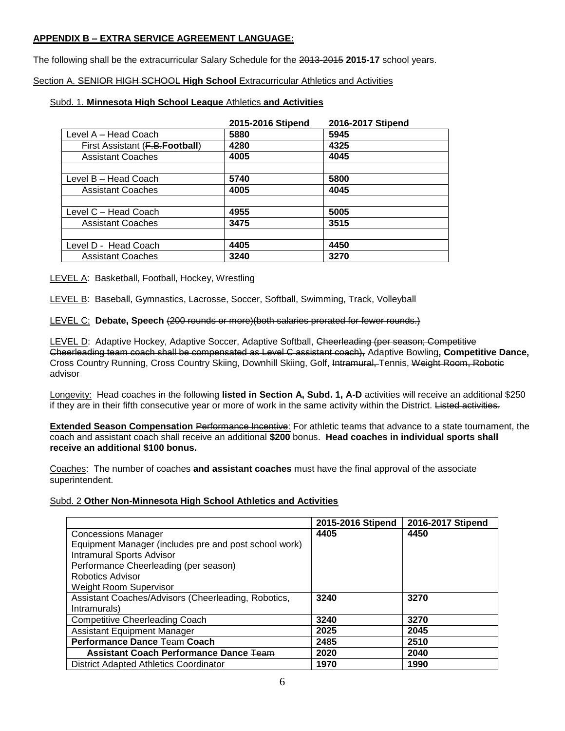**APPENDIX B – EXTRA SERVICE AGREEMENT LANGUAGE:**

The following shall be the extracurricular Salary Schedule for the ~~2013-2015~~ **2015-17** school years.

Section A. ~~SENIOR HIGH SCHOOL~~ **High School** Extracurricular Athletics and Activities

Subd. 1. **Minnesota High School League** Athletics **and Activities**

| | 2015-2016 Stipend | 2016-2017 Stipend |
|---|---|---|
| Level A – Head Coach | 5880 | 5945 |
| First Assistant (~~F.B.~~**Football**) | 4280 | 4325 |
| Assistant Coaches | 4005 | 4045 |
| | | |
| Level B – Head Coach | 5740 | 5800 |
| Assistant Coaches | 4005 | 4045 |
| | | |
| Level C – Head Coach | 4955 | 5005 |
| Assistant Coaches | 3475 | 3515 |
| | | |
| Level D - Head Coach | 4405 | 4450 |
| Assistant Coaches | 3240 | 3270 |

LEVEL A: Basketball, Football, Hockey, Wrestling

LEVEL B: Baseball, Gymnastics, Lacrosse, Soccer, Softball, Swimming, Track, Volleyball

LEVEL C: **Debate, Speech** ~~(200 rounds or more)(both salaries prorated for fewer rounds.)~~

LEVEL D: Adaptive Hockey, Adaptive Soccer, Adaptive Softball, ~~Cheerleading (per season; Competitive Cheerleading team coach shall be compensated as Level C assistant coach),~~ Adaptive Bowling**, Competitive Dance,** Cross Country Running, Cross Country Skiing, Downhill Skiing, Golf, ~~Intramural,~~ Tennis, ~~Weight Room, Robotic advisor~~

Longevity: Head coaches ~~in the following~~ **listed in Section A, Subd. 1, A-D** activities will receive an additional $250 if they are in their fifth consecutive year or more of work in the same activity within the District. ~~Listed activities.~~

**Extended Season Compensation** ~~Performance Incentive~~: For athletic teams that advance to a state tournament, the coach and assistant coach shall receive an additional **$200** bonus. **Head coaches in individual sports shall receive an additional $100 bonus.**

Coaches: The number of coaches **and assistant coaches** must have the final approval of the associate superintendent.

Subd. 2 **Other Non-Minnesota High School Athletics and Activities**

| | 2015-2016 Stipend | 2016-2017 Stipend |
|---|---|---|
| Concessions Manager<br>Equipment Manager (includes pre and post school work)<br>Intramural Sports Advisor<br>Performance Cheerleading (per season)<br>Robotics Advisor<br>Weight Room Supervisor | 4405 | 4450 |
| Assistant Coaches/Advisors (Cheerleading, Robotics, Intramurals) | 3240 | 3270 |
| Competitive Cheerleading Coach | 3240 | 3270 |
| Assistant Equipment Manager | 2025 | 2045 |
| **Performance Dance** ~~Team~~ **Coach** | 2485 | 2510 |
| **Assistant Coach Performance Dance** ~~Team~~ | 2020 | 2040 |
| District Adapted Athletics Coordinator | 1970 | 1990 |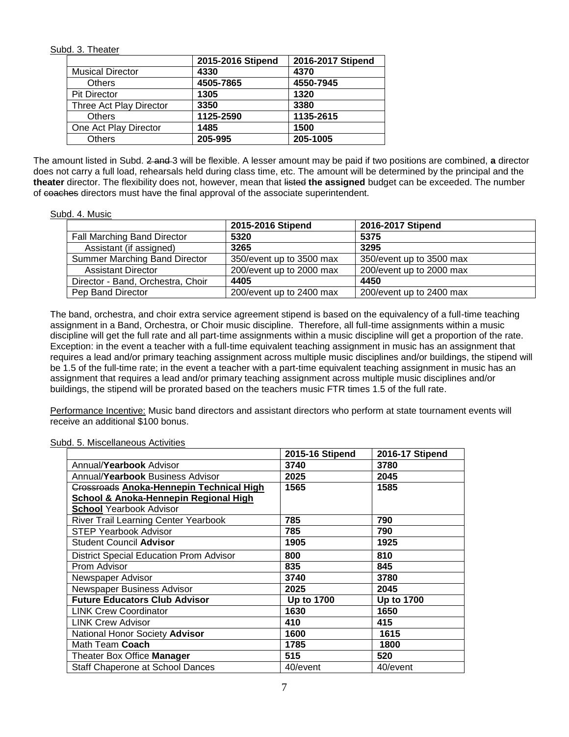Subd. 3. Theater

| | 2015-2016 Stipend | 2016-2017 Stipend |
|---|---|---|
| Musical Director | **4330** | **4370** |
| Others | **4505-7865** | **4550-7945** |
| Pit Director | **1305** | **1320** |
| Three Act Play Director | **3350** | **3380** |
| Others | **1125-2590** | **1135-2615** |
| One Act Play Director | **1485** | **1500** |
| Others | **205-995** | **205-1005** |

The amount listed in Subd. ~~2 and~~ 3 will be flexible. A lesser amount may be paid if two positions are combined, **a** director does not carry a full load, rehearsals held during class time, etc. The amount will be determined by the principal and the **theater** director. The flexibility does not, however, mean that ~~listed~~ **the assigned** budget can be exceeded. The number of ~~coaches~~ directors must have the final approval of the associate superintendent.

Subd. 4. Music

| | 2015-2016 Stipend | 2016-2017 Stipend |
|---|---|---|
| Fall Marching Band Director | **5320** | **5375** |
| Assistant (if assigned) | **3265** | **3295** |
| Summer Marching Band Director | 350/event up to 3500 max | 350/event up to 3500 max |
| Assistant Director | 200/event up to 2000 max | 200/event up to 2000 max |
| Director - Band, Orchestra, Choir | **4405** | **4450** |
| Pep Band Director | 200/event up to 2400 max | 200/event up to 2400 max |

The band, orchestra, and choir extra service agreement stipend is based on the equivalency of a full-time teaching assignment in a Band, Orchestra, or Choir music discipline. Therefore, all full-time assignments within a music discipline will get the full rate and all part-time assignments within a music discipline will get a proportion of the rate. Exception: in the event a teacher with a full-time equivalent teaching assignment in music has an assignment that requires a lead and/or primary teaching assignment across multiple music disciplines and/or buildings, the stipend will be 1.5 of the full-time rate; in the event a teacher with a part-time equivalent teaching assignment in music has an assignment that requires a lead and/or primary teaching assignment across multiple music disciplines and/or buildings, the stipend will be prorated based on the teachers music FTR times 1.5 of the full rate.

Performance Incentive: Music band directors and assistant directors who perform at state tournament events will receive an additional $100 bonus.

Subd. 5. Miscellaneous Activities

| | 2015-16 Stipend | 2016-17 Stipend |
|---|---|---|
| Annual/**Yearbook** Advisor | **3740** | **3780** |
| Annual/**Yearbook** Business Advisor | **2025** | **2045** |
| ~~Crossroads~~ **Anoka-Hennepin Technical High School & Anoka-Hennepin Regional High School** Yearbook Advisor | **1565** | **1585** |
| River Trail Learning Center Yearbook | **785** | **790** |
| STEP Yearbook Advisor | **785** | **790** |
| Student Council **Advisor** | **1905** | **1925** |
| District Special Education Prom Advisor | **800** | **810** |
| Prom Advisor | **835** | **845** |
| Newspaper Advisor | **3740** | **3780** |
| Newspaper Business Advisor | **2025** | **2045** |
| **Future Educators Club Advisor** | **Up to 1700** | **Up to 1700** |
| LINK Crew Coordinator | **1630** | **1650** |
| LINK Crew Advisor | **410** | **415** |
| National Honor Society **Advisor** | **1600** | **1615** |
| Math Team **Coach** | **1785** | **1800** |
| Theater Box Office **Manager** | **515** | **520** |
| Staff Chaperone at School Dances | 40/event | 40/event |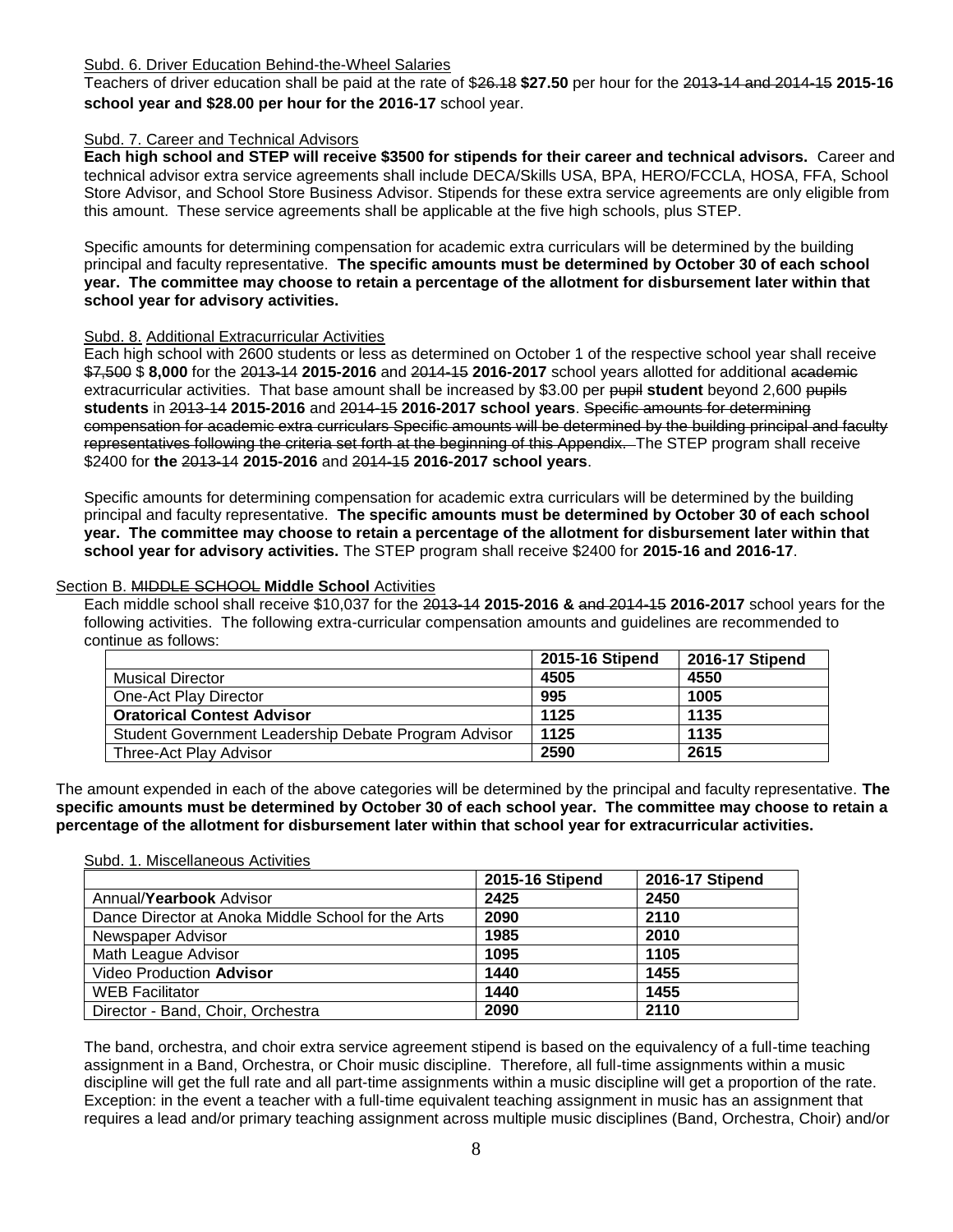Subd. 6. Driver Education Behind-the-Wheel Salaries

Teachers of driver education shall be paid at the rate of $~~26.18~~ **$27.50** per hour for the ~~2013-14 and 2014-15~~ **2015-16 school year and $28.00 per hour for the 2016-17** school year.

Subd. 7. Career and Technical Advisors

**Each high school and STEP will receive $3500 for stipends for their career and technical advisors.** Career and technical advisor extra service agreements shall include DECA/Skills USA, BPA, HERO/FCCLA, HOSA, FFA, School Store Advisor, and School Store Business Advisor. Stipends for these extra service agreements are only eligible from this amount. These service agreements shall be applicable at the five high schools, plus STEP.

Specific amounts for determining compensation for academic extra curriculars will be determined by the building principal and faculty representative. **The specific amounts must be determined by October 30 of each school year. The committee may choose to retain a percentage of the allotment for disbursement later within that school year for advisory activities.**

Subd. 8. Additional Extracurricular Activities

Each high school with 2600 students or less as determined on October 1 of the respective school year shall receive ~~$7,500~~ $ **8,000** for the ~~2013-14~~ **2015-2016** and ~~2014-15~~ **2016-2017** school years allotted for additional ~~academic~~ extracurricular activities. That base amount shall be increased by $3.00 per ~~pupil~~ **student** beyond 2,600 ~~pupils~~ **students** in ~~2013-14~~ **2015-2016** and ~~2014-15~~ **2016-2017 school years**. ~~Specific amounts for determining compensation for academic extra curriculars Specific amounts will be determined by the building principal and faculty representatives following the criteria set forth at the beginning of this Appendix.~~ The STEP program shall receive $2400 for **the** ~~2013-14~~ **2015-2016** and ~~2014-15~~ **2016-2017 school years**.

Specific amounts for determining compensation for academic extra curriculars will be determined by the building principal and faculty representative. **The specific amounts must be determined by October 30 of each school year. The committee may choose to retain a percentage of the allotment for disbursement later within that school year for advisory activities.** The STEP program shall receive $2400 for **2015-16 and 2016-17**.

Section B. ~~MIDDLE SCHOOL~~ **Middle School** Activities

Each middle school shall receive $10,037 for the ~~2013-14~~ **2015-2016 &** ~~and 2014-15~~ **2016-2017** school years for the following activities. The following extra-curricular compensation amounts and guidelines are recommended to continue as follows:

| | 2015-16 Stipend | 2016-17 Stipend |
|---|---|---|
| Musical Director | 4505 | 4550 |
| One-Act Play Director | 995 | 1005 |
| **Oratorical Contest Advisor** | 1125 | 1135 |
| Student Government Leadership Debate Program Advisor | 1125 | 1135 |
| Three-Act Play Advisor | 2590 | 2615 |

The amount expended in each of the above categories will be determined by the principal and faculty representative. **The specific amounts must be determined by October 30 of each school year. The committee may choose to retain a percentage of the allotment for disbursement later within that school year for extracurricular activities.**

Subd. 1. Miscellaneous Activities

| | 2015-16 Stipend | 2016-17 Stipend |
|---|---|---|
| Annual/**Yearbook** Advisor | 2425 | 2450 |
| Dance Director at Anoka Middle School for the Arts | 2090 | 2110 |
| Newspaper Advisor | 1985 | 2010 |
| Math League Advisor | 1095 | 1105 |
| Video Production **Advisor** | 1440 | 1455 |
| WEB Facilitator | 1440 | 1455 |
| Director - Band, Choir, Orchestra | 2090 | 2110 |

The band, orchestra, and choir extra service agreement stipend is based on the equivalency of a full-time teaching assignment in a Band, Orchestra, or Choir music discipline. Therefore, all full-time assignments within a music discipline will get the full rate and all part-time assignments within a music discipline will get a proportion of the rate. Exception: in the event a teacher with a full-time equivalent teaching assignment in music has an assignment that requires a lead and/or primary teaching assignment across multiple music disciplines (Band, Orchestra, Choir) and/or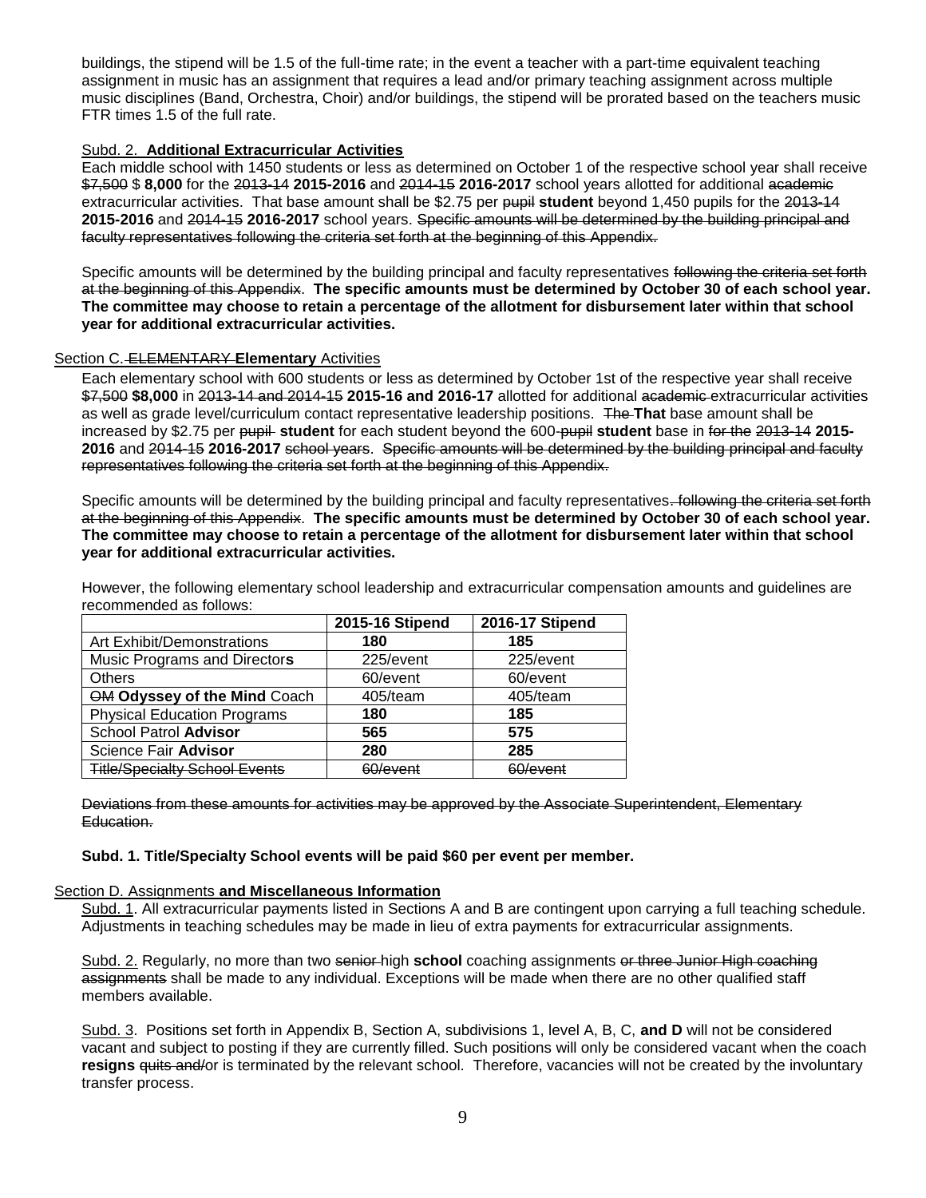buildings, the stipend will be 1.5 of the full-time rate; in the event a teacher with a part-time equivalent teaching assignment in music has an assignment that requires a lead and/or primary teaching assignment across multiple music disciplines (Band, Orchestra, Choir) and/or buildings, the stipend will be prorated based on the teachers music FTR times 1.5 of the full rate.

Subd. 2. **Additional Extracurricular Activities**

Each middle school with 1450 students or less as determined on October 1 of the respective school year shall receive ~~$7,500~~ $ **8,000** for the ~~2013-14~~ **2015-2016** and ~~2014-15~~ **2016-2017** school years allotted for additional ~~academic~~ extracurricular activities. That base amount shall be $2.75 per ~~pupil~~ **student** beyond 1,450 pupils for the ~~2013-14~~ **2015-2016** and ~~2014-15~~ **2016-2017** school years. ~~Specific amounts will be determined by the building principal and faculty representatives following the criteria set forth at the beginning of this Appendix.~~

Specific amounts will be determined by the building principal and faculty representatives ~~following the criteria set forth at the beginning of this Appendix~~. **The specific amounts must be determined by October 30 of each school year. The committee may choose to retain a percentage of the allotment for disbursement later within that school year for additional extracurricular activities.**

Section C. ~~ELEMENTARY~~ **Elementary** Activities

Each elementary school with 600 students or less as determined by October 1st of the respective year shall receive ~~$7,500~~ **$8,000** in ~~2013-14 and 2014-15~~ **2015-16 and 2016-17** allotted for additional ~~academic~~ extracurricular activities as well as grade level/curriculum contact representative leadership positions. ~~The~~ **That** base amount shall be increased by $2.75 per ~~pupil~~ **student** for each student beyond the 600-~~pupil~~ **student** base in ~~for the~~ ~~2013-14~~ **2015-2016** and ~~2014-15~~ **2016-2017** ~~school years~~. ~~Specific amounts will be determined by the building principal and faculty representatives following the criteria set forth at the beginning of this Appendix.~~

Specific amounts will be determined by the building principal and faculty representatives~~. following the criteria set forth at the beginning of this Appendix~~. **The specific amounts must be determined by October 30 of each school year. The committee may choose to retain a percentage of the allotment for disbursement later within that school year for additional extracurricular activities.**

However, the following elementary school leadership and extracurricular compensation amounts and guidelines are recommended as follows:

| | **2015-16 Stipend** | **2016-17 Stipend** |
|---|---|---|
| Art Exhibit/Demonstrations | **180** | **185** |
| Music Programs and Director**s** | 225/event | 225/event |
| Others | 60/event | 60/event |
| ~~OM~~ **Odyssey of the Mind** Coach | 405/team | 405/team |
| Physical Education Programs | **180** | **185** |
| School Patrol **Advisor** | **565** | **575** |
| Science Fair **Advisor** | **280** | **285** |
| ~~Title/Specialty School Events~~ | ~~60/event~~ | ~~60/event~~ |

~~Deviations from these amounts for activities may be approved by the Associate Superintendent, Elementary Education.~~

**Subd. 1. Title/Specialty School events will be paid $60 per event per member.**

Section D. Assignments **and Miscellaneous Information**

Subd. 1. All extracurricular payments listed in Sections A and B are contingent upon carrying a full teaching schedule. Adjustments in teaching schedules may be made in lieu of extra payments for extracurricular assignments.

Subd. 2. Regularly, no more than two ~~senior~~ high **school** coaching assignments ~~or three Junior High coaching assignments~~ shall be made to any individual. Exceptions will be made when there are no other qualified staff members available.

Subd. 3. Positions set forth in Appendix B, Section A, subdivisions 1, level A, B, C, **and D** will not be considered vacant and subject to posting if they are currently filled. Such positions will only be considered vacant when the coach **resigns** ~~quits and/~~or is terminated by the relevant school. Therefore, vacancies will not be created by the involuntary transfer process.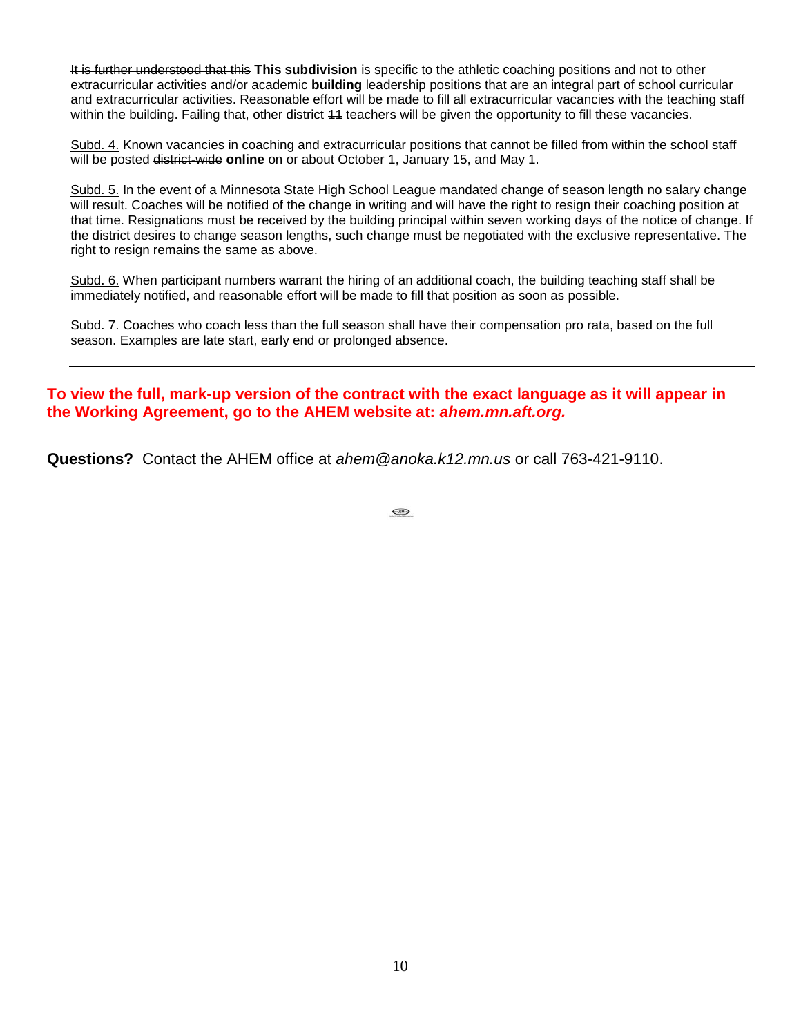~~It is further understood that this~~ **This subdivision** is specific to the athletic coaching positions and not to other extracurricular activities and/or ~~academic~~ **building** leadership positions that are an integral part of school curricular and extracurricular activities. Reasonable effort will be made to fill all extracurricular vacancies with the teaching staff within the building. Failing that, other district ~~11~~ teachers will be given the opportunity to fill these vacancies.

Subd. 4. Known vacancies in coaching and extracurricular positions that cannot be filled from within the school staff will be posted ~~district-wide~~ **online** on or about October 1, January 15, and May 1.

Subd. 5. In the event of a Minnesota State High School League mandated change of season length no salary change will result. Coaches will be notified of the change in writing and will have the right to resign their coaching position at that time. Resignations must be received by the building principal within seven working days of the notice of change. If the district desires to change season lengths, such change must be negotiated with the exclusive representative. The right to resign remains the same as above.

Subd. 6. When participant numbers warrant the hiring of an additional coach, the building teaching staff shall be immediately notified, and reasonable effort will be made to fill that position as soon as possible.

Subd. 7. Coaches who coach less than the full season shall have their compensation pro rata, based on the full season. Examples are late start, early end or prolonged absence.

---

**To view the full, mark-up version of the contract with the exact language as it will appear in the Working Agreement, go to the AHEM website at: *ahem.mn.aft.org.***

**Questions?** Contact the AHEM office at *ahem@anoka.k12.mn.us* or call 763-421-9110.